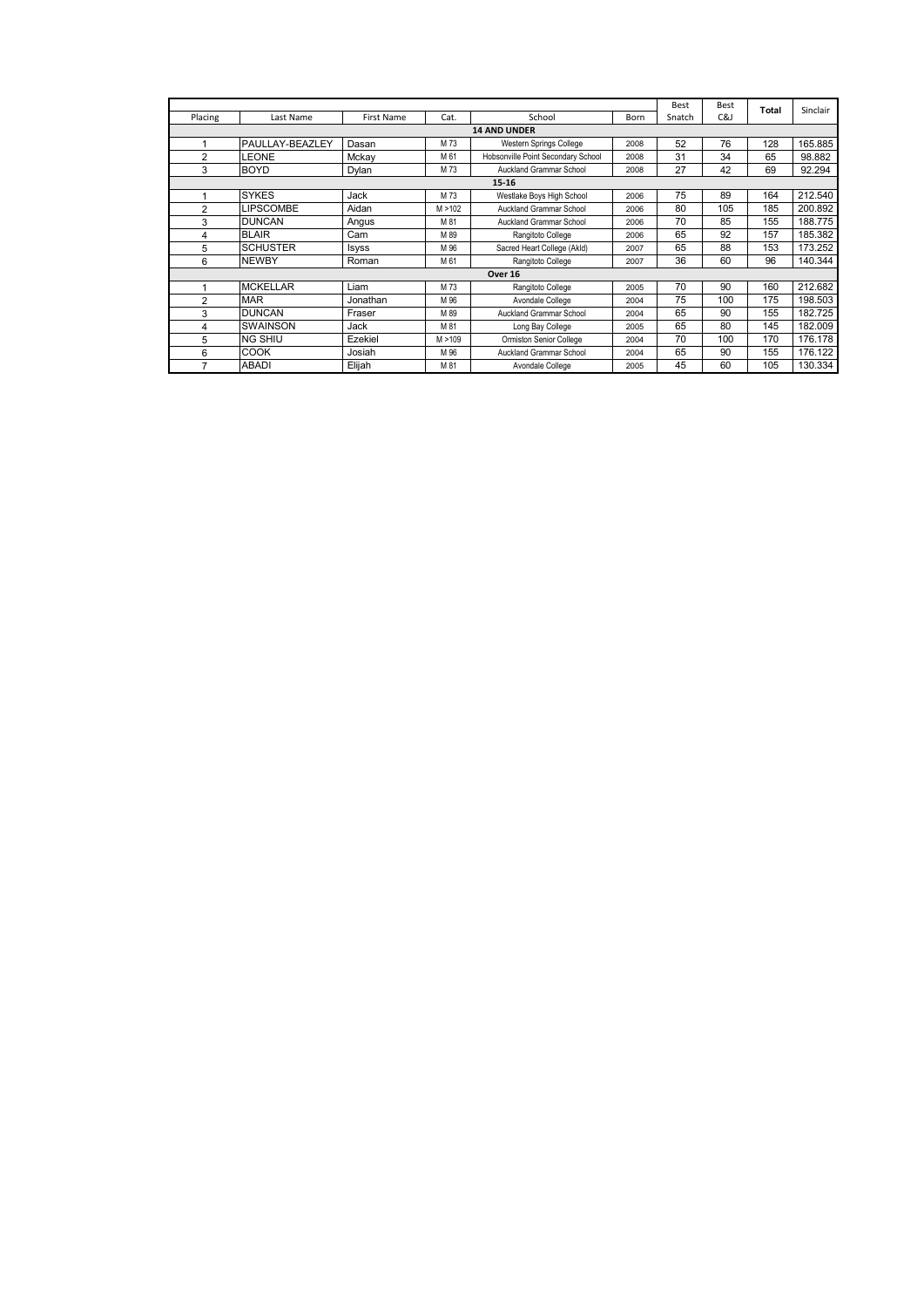| Placing | Last Name | First Name | Cat. | School | Born | Best Snatch | Best C&J | Total | Sinclair |
|---|---|---|---|---|---|---|---|---|---|
| **14 AND UNDER** | | | | | | | | | |
| 1 | PAULLAY-BEAZLEY | Dasan | M 73 | Western Springs College | 2008 | 52 | 76 | 128 | 165.885 |
| 2 | LEONE | Mckay | M 61 | Hobsonville Point Secondary School | 2008 | 31 | 34 | 65 | 98.882 |
| 3 | BOYD | Dylan | M 73 | Auckland Grammar School | 2008 | 27 | 42 | 69 | 92.294 |
| **15-16** | | | | | | | | | |
| 1 | SYKES | Jack | M 73 | Westlake Boys High School | 2006 | 75 | 89 | 164 | 212.540 |
| 2 | LIPSCOMBE | Aidan | M >102 | Auckland Grammar School | 2006 | 80 | 105 | 185 | 200.892 |
| 3 | DUNCAN | Angus | M 81 | Auckland Grammar School | 2006 | 70 | 85 | 155 | 188.775 |
| 4 | BLAIR | Cam | M 89 | Rangitoto College | 2006 | 65 | 92 | 157 | 185.382 |
| 5 | SCHUSTER | Isyss | M 96 | Sacred Heart College (Akld) | 2007 | 65 | 88 | 153 | 173.252 |
| 6 | NEWBY | Roman | M 61 | Rangitoto College | 2007 | 36 | 60 | 96 | 140.344 |
| **Over 16** | | | | | | | | | |
| 1 | MCKELLAR | Liam | M 73 | Rangitoto College | 2005 | 70 | 90 | 160 | 212.682 |
| 2 | MAR | Jonathan | M 96 | Avondale College | 2004 | 75 | 100 | 175 | 198.503 |
| 3 | DUNCAN | Fraser | M 89 | Auckland Grammar School | 2004 | 65 | 90 | 155 | 182.725 |
| 4 | SWAINSON | Jack | M 81 | Long Bay College | 2005 | 65 | 80 | 145 | 182.009 |
| 5 | NG SHIU | Ezekiel | M >109 | Ormiston Senior College | 2004 | 70 | 100 | 170 | 176.178 |
| 6 | COOK | Josiah | M 96 | Auckland Grammar School | 2004 | 65 | 90 | 155 | 176.122 |
| 7 | ABADI | Elijah | M 81 | Avondale College | 2005 | 45 | 60 | 105 | 130.334 |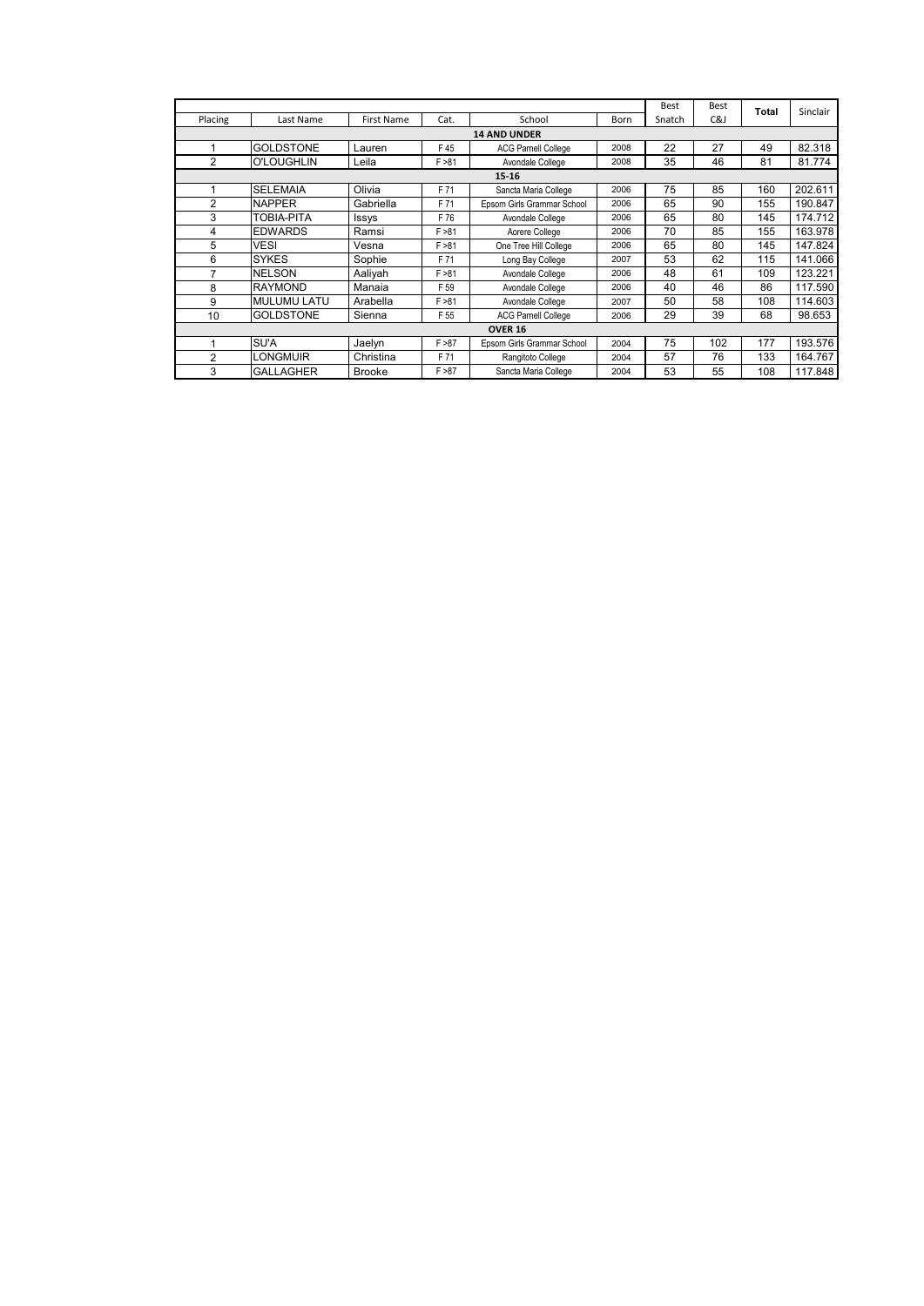| | | | | | | Best | Best | Total | Sinclair |
|---|---|---|---|---|---|---|---|---|---|
| Placing | Last Name | First Name | Cat. | School | Born | Snatch | C&J | | |
| **14 AND UNDER** | | | | | | | | | |
| 1 | GOLDSTONE | Lauren | F 45 | ACG Parnell College | 2008 | 22 | 27 | 49 | 82.318 |
| 2 | O'LOUGHLIN | Leila | F >81 | Avondale College | 2008 | 35 | 46 | 81 | 81.774 |
| **15-16** | | | | | | | | | |
| 1 | SELEMAIA | Olivia | F 71 | Sancta Maria College | 2006 | 75 | 85 | 160 | 202.611 |
| 2 | NAPPER | Gabriella | F 71 | Epsom Girls Grammar School | 2006 | 65 | 90 | 155 | 190.847 |
| 3 | TOBIA-PITA | Issys | F 76 | Avondale College | 2006 | 65 | 80 | 145 | 174.712 |
| 4 | EDWARDS | Ramsi | F >81 | Aorere College | 2006 | 70 | 85 | 155 | 163.978 |
| 5 | VESI | Vesna | F >81 | One Tree Hill College | 2006 | 65 | 80 | 145 | 147.824 |
| 6 | SYKES | Sophie | F 71 | Long Bay College | 2007 | 53 | 62 | 115 | 141.066 |
| 7 | NELSON | Aaliyah | F >81 | Avondale College | 2006 | 48 | 61 | 109 | 123.221 |
| 8 | RAYMOND | Manaia | F 59 | Avondale College | 2006 | 40 | 46 | 86 | 117.590 |
| 9 | MULUMU LATU | Arabella | F >81 | Avondale College | 2007 | 50 | 58 | 108 | 114.603 |
| 10 | GOLDSTONE | Sienna | F 55 | ACG Parnell College | 2006 | 29 | 39 | 68 | 98.653 |
| **OVER 16** | | | | | | | | | |
| 1 | SU'A | Jaelyn | F >87 | Epsom Girls Grammar School | 2004 | 75 | 102 | 177 | 193.576 |
| 2 | LONGMUIR | Christina | F 71 | Rangitoto College | 2004 | 57 | 76 | 133 | 164.767 |
| 3 | GALLAGHER | Brooke | F >87 | Sancta Maria College | 2004 | 53 | 55 | 108 | 117.848 |